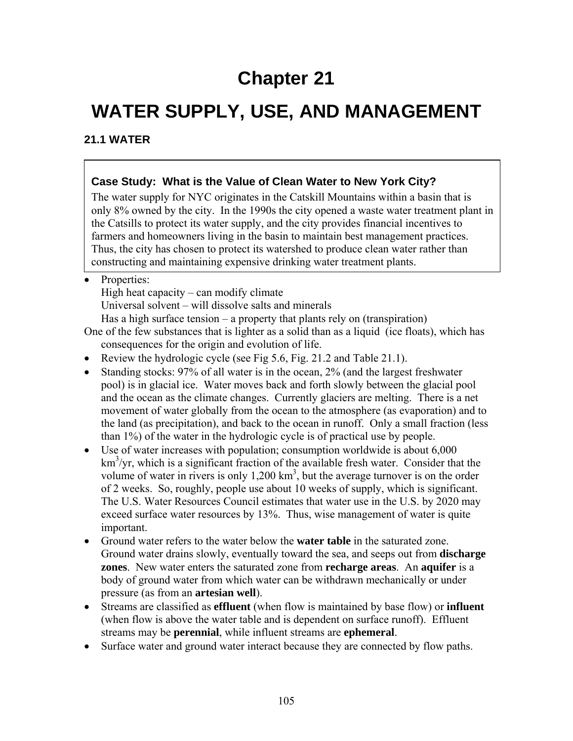# Chapter 21

# WATER SUPPLY, USE, AND MANAGEMENT

### 21.1 WATER

> **Case Study: What is the Value of Clean Water to New York City?**
>
> The water supply for NYC originates in the Catskill Mountains within a basin that is only 8% owned by the city. In the 1990s the city opened a waste water treatment plant in the Catsills to protect its water supply, and the city provides financial incentives to farmers and homeowners living in the basin to maintain best management practices. Thus, the city has chosen to protect its watershed to produce clean water rather than constructing and maintaining expensive drinking water treatment plants.

- Properties:
  High heat capacity – can modify climate
  Universal solvent – will dissolve salts and minerals
  Has a high surface tension – a property that plants rely on (transpiration)

One of the few substances that is lighter as a solid than as a liquid (ice floats), which has consequences for the origin and evolution of life.

- Review the hydrologic cycle (see Fig 5.6, Fig. 21.2 and Table 21.1).
- Standing stocks: 97% of all water is in the ocean, 2% (and the largest freshwater pool) is in glacial ice. Water moves back and forth slowly between the glacial pool and the ocean as the climate changes. Currently glaciers are melting. There is a net movement of water globally from the ocean to the atmosphere (as evaporation) and to the land (as precipitation), and back to the ocean in runoff. Only a small fraction (less than 1%) of the water in the hydrologic cycle is of practical use by people.
- Use of water increases with population; consumption worldwide is about 6,000 $km^3$/yr, which is a significant fraction of the available fresh water. Consider that the volume of water in rivers is only 1,200 $km^3$, but the average turnover is on the order of 2 weeks. So, roughly, people use about 10 weeks of supply, which is significant. The U.S. Water Resources Council estimates that water use in the U.S. by 2020 may exceed surface water resources by 13%. Thus, wise management of water is quite important.
- Ground water refers to the water below the **water table** in the saturated zone. Ground water drains slowly, eventually toward the sea, and seeps out from **discharge zones**. New water enters the saturated zone from **recharge areas**. An **aquifer** is a body of ground water from which water can be withdrawn mechanically or under pressure (as from an **artesian well**).
- Streams are classified as **effluent** (when flow is maintained by base flow) or **influent** (when flow is above the water table and is dependent on surface runoff). Effluent streams may be **perennial**, while influent streams are **ephemeral**.
- Surface water and ground water interact because they are connected by flow paths.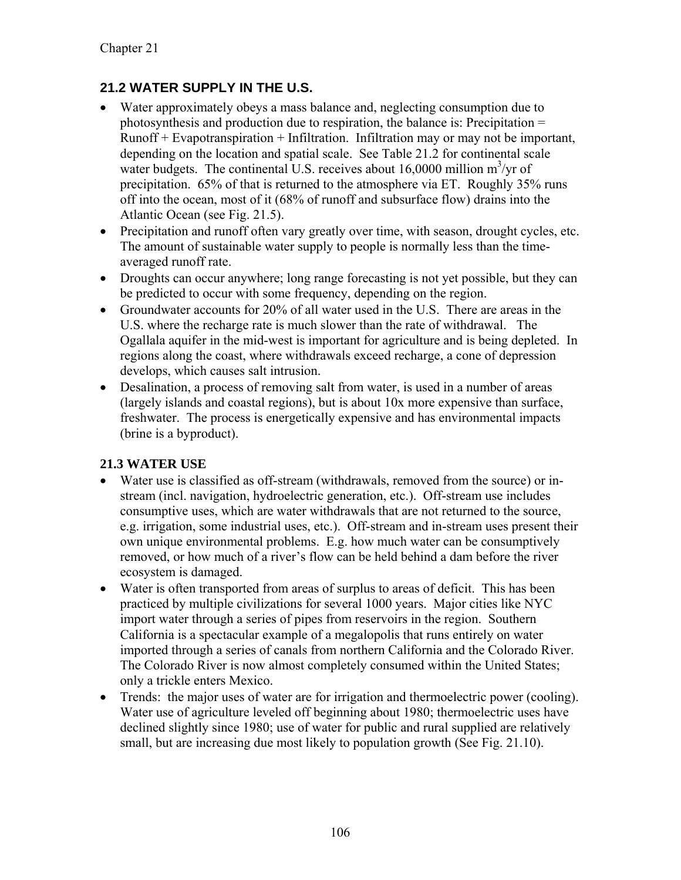## 21.2 WATER SUPPLY IN THE U.S.

- Water approximately obeys a mass balance and, neglecting consumption due to photosynthesis and production due to respiration, the balance is: Precipitation = Runoff + Evapotranspiration + Infiltration. Infiltration may or may not be important, depending on the location and spatial scale. See Table 21.2 for continental scale water budgets. The continental U.S. receives about 16,0000 million $m^3$/yr of precipitation. 65% of that is returned to the atmosphere via ET. Roughly 35% runs off into the ocean, most of it (68% of runoff and subsurface flow) drains into the Atlantic Ocean (see Fig. 21.5).
- Precipitation and runoff often vary greatly over time, with season, drought cycles, etc. The amount of sustainable water supply to people is normally less than the time-averaged runoff rate.
- Droughts can occur anywhere; long range forecasting is not yet possible, but they can be predicted to occur with some frequency, depending on the region.
- Groundwater accounts for 20% of all water used in the U.S. There are areas in the U.S. where the recharge rate is much slower than the rate of withdrawal. The Ogallala aquifer in the mid-west is important for agriculture and is being depleted. In regions along the coast, where withdrawals exceed recharge, a cone of depression develops, which causes salt intrusion.
- Desalination, a process of removing salt from water, is used in a number of areas (largely islands and coastal regions), but is about 10x more expensive than surface, freshwater. The process is energetically expensive and has environmental impacts (brine is a byproduct).

## 21.3 WATER USE

- Water use is classified as off-stream (withdrawals, removed from the source) or in-stream (incl. navigation, hydroelectric generation, etc.). Off-stream use includes consumptive uses, which are water withdrawals that are not returned to the source, e.g. irrigation, some industrial uses, etc.). Off-stream and in-stream uses present their own unique environmental problems. E.g. how much water can be consumptively removed, or how much of a river's flow can be held behind a dam before the river ecosystem is damaged.
- Water is often transported from areas of surplus to areas of deficit. This has been practiced by multiple civilizations for several 1000 years. Major cities like NYC import water through a series of pipes from reservoirs in the region. Southern California is a spectacular example of a megalopolis that runs entirely on water imported through a series of canals from northern California and the Colorado River. The Colorado River is now almost completely consumed within the United States; only a trickle enters Mexico.
- Trends: the major uses of water are for irrigation and thermoelectric power (cooling). Water use of agriculture leveled off beginning about 1980; thermoelectric uses have declined slightly since 1980; use of water for public and rural supplied are relatively small, but are increasing due most likely to population growth (See Fig. 21.10).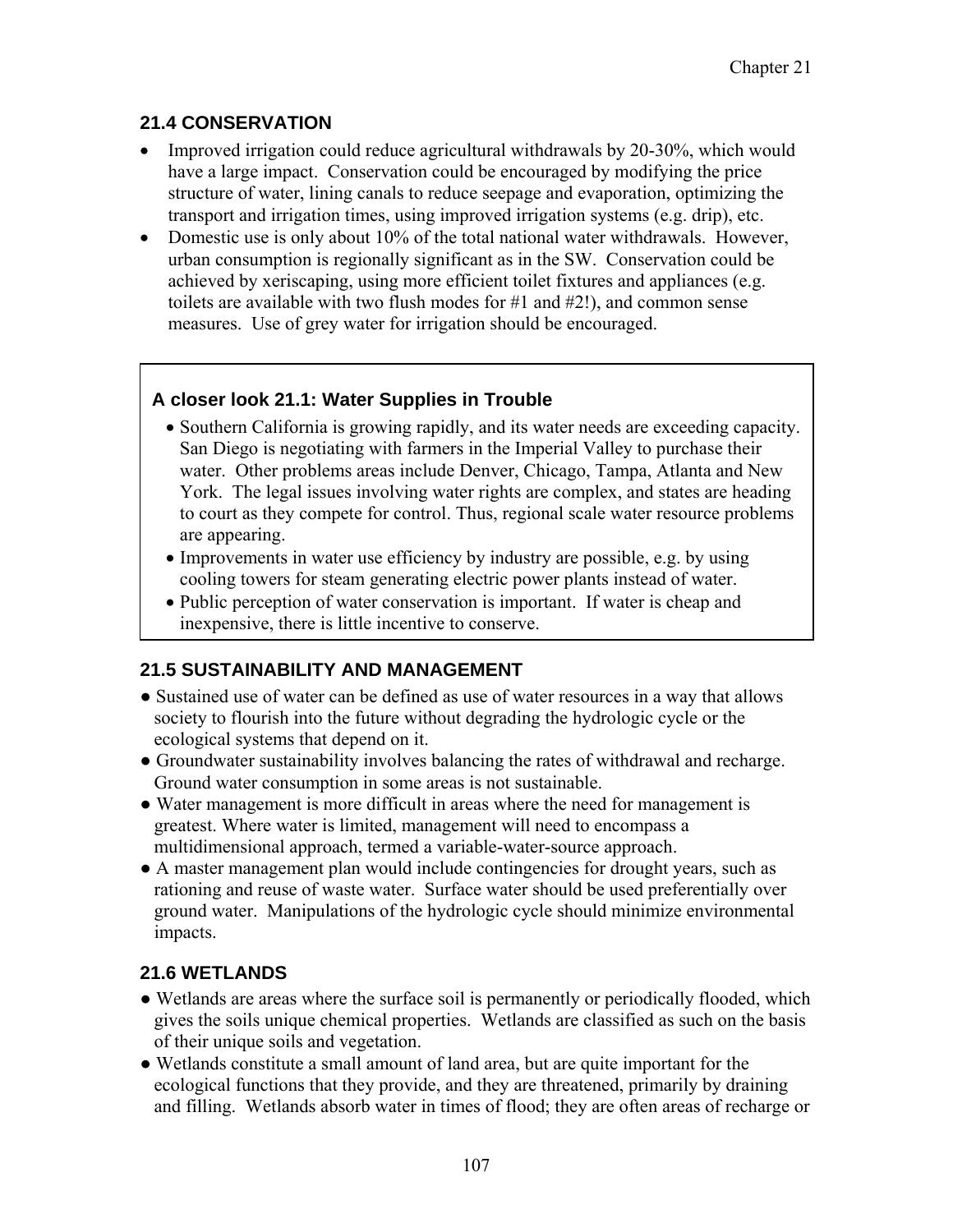## 21.4 CONSERVATION

- Improved irrigation could reduce agricultural withdrawals by 20-30%, which would have a large impact. Conservation could be encouraged by modifying the price structure of water, lining canals to reduce seepage and evaporation, optimizing the transport and irrigation times, using improved irrigation systems (e.g. drip), etc.
- Domestic use is only about 10% of the total national water withdrawals. However, urban consumption is regionally significant as in the SW. Conservation could be achieved by xeriscaping, using more efficient toilet fixtures and appliances (e.g. toilets are available with two flush modes for #1 and #2!), and common sense measures. Use of grey water for irrigation should be encouraged.

> **A closer look 21.1: Water Supplies in Trouble**
>
> - Southern California is growing rapidly, and its water needs are exceeding capacity. San Diego is negotiating with farmers in the Imperial Valley to purchase their water. Other problems areas include Denver, Chicago, Tampa, Atlanta and New York. The legal issues involving water rights are complex, and states are heading to court as they compete for control. Thus, regional scale water resource problems are appearing.
> - Improvements in water use efficiency by industry are possible, e.g. by using cooling towers for steam generating electric power plants instead of water.
> - Public perception of water conservation is important. If water is cheap and inexpensive, there is little incentive to conserve.

## 21.5 SUSTAINABILITY AND MANAGEMENT

- Sustained use of water can be defined as use of water resources in a way that allows society to flourish into the future without degrading the hydrologic cycle or the ecological systems that depend on it.
- Groundwater sustainability involves balancing the rates of withdrawal and recharge. Ground water consumption in some areas is not sustainable.
- Water management is more difficult in areas where the need for management is greatest. Where water is limited, management will need to encompass a multidimensional approach, termed a variable-water-source approach.
- A master management plan would include contingencies for drought years, such as rationing and reuse of waste water. Surface water should be used preferentially over ground water. Manipulations of the hydrologic cycle should minimize environmental impacts.

## 21.6 WETLANDS

- Wetlands are areas where the surface soil is permanently or periodically flooded, which gives the soils unique chemical properties. Wetlands are classified as such on the basis of their unique soils and vegetation.
- Wetlands constitute a small amount of land area, but are quite important for the ecological functions that they provide, and they are threatened, primarily by draining and filling. Wetlands absorb water in times of flood; they are often areas of recharge or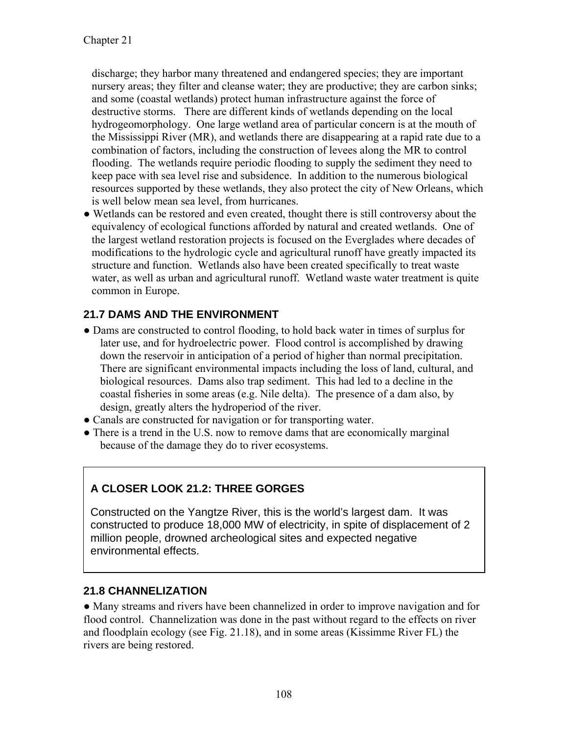discharge; they harbor many threatened and endangered species; they are important nursery areas; they filter and cleanse water; they are productive; they are carbon sinks; and some (coastal wetlands) protect human infrastructure against the force of destructive storms. There are different kinds of wetlands depending on the local hydrogeomorphology. One large wetland area of particular concern is at the mouth of the Mississippi River (MR), and wetlands there are disappearing at a rapid rate due to a combination of factors, including the construction of levees along the MR to control flooding. The wetlands require periodic flooding to supply the sediment they need to keep pace with sea level rise and subsidence. In addition to the numerous biological resources supported by these wetlands, they also protect the city of New Orleans, which is well below mean sea level, from hurricanes.

- Wetlands can be restored and even created, thought there is still controversy about the equivalency of ecological functions afforded by natural and created wetlands. One of the largest wetland restoration projects is focused on the Everglades where decades of modifications to the hydrologic cycle and agricultural runoff have greatly impacted its structure and function. Wetlands also have been created specifically to treat waste water, as well as urban and agricultural runoff. Wetland waste water treatment is quite common in Europe.

## 21.7 DAMS AND THE ENVIRONMENT

- Dams are constructed to control flooding, to hold back water in times of surplus for later use, and for hydroelectric power. Flood control is accomplished by drawing down the reservoir in anticipation of a period of higher than normal precipitation. There are significant environmental impacts including the loss of land, cultural, and biological resources. Dams also trap sediment. This had led to a decline in the coastal fisheries in some areas (e.g. Nile delta). The presence of a dam also, by design, greatly alters the hydroperiod of the river.
- Canals are constructed for navigation or for transporting water.
- There is a trend in the U.S. now to remove dams that are economically marginal because of the damage they do to river ecosystems.

### A CLOSER LOOK 21.2: THREE GORGES

Constructed on the Yangtze River, this is the world's largest dam. It was constructed to produce 18,000 MW of electricity, in spite of displacement of 2 million people, drowned archeological sites and expected negative environmental effects.

## 21.8 CHANNELIZATION

- Many streams and rivers have been channelized in order to improve navigation and for flood control. Channelization was done in the past without regard to the effects on river and floodplain ecology (see Fig. 21.18), and in some areas (Kissimme River FL) the rivers are being restored.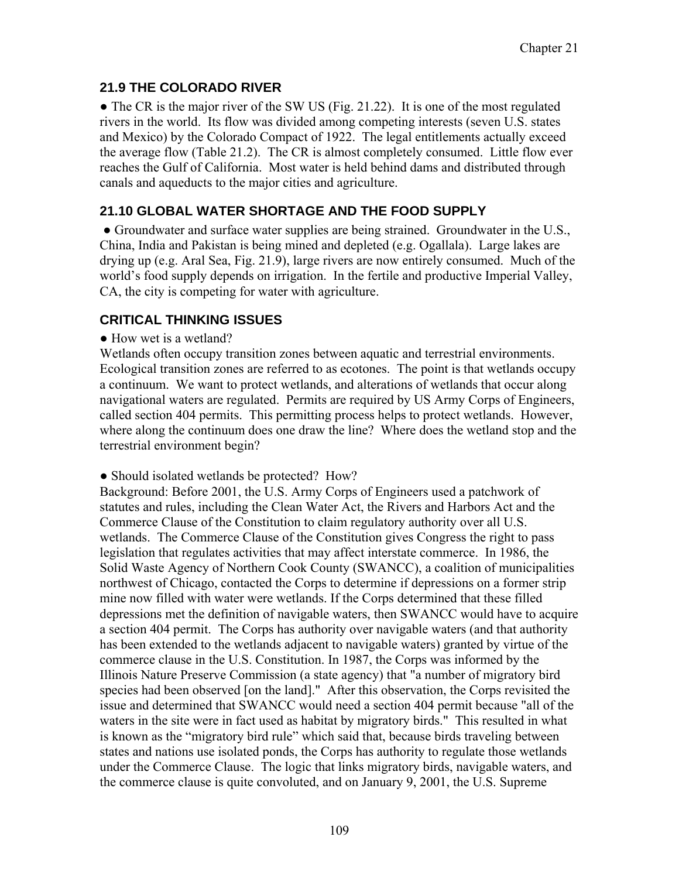## 21.9 THE COLORADO RIVER

● The CR is the major river of the SW US (Fig. 21.22). It is one of the most regulated rivers in the world. Its flow was divided among competing interests (seven U.S. states and Mexico) by the Colorado Compact of 1922. The legal entitlements actually exceed the average flow (Table 21.2). The CR is almost completely consumed. Little flow ever reaches the Gulf of California. Most water is held behind dams and distributed through canals and aqueducts to the major cities and agriculture.

## 21.10 GLOBAL WATER SHORTAGE AND THE FOOD SUPPLY

● Groundwater and surface water supplies are being strained. Groundwater in the U.S., China, India and Pakistan is being mined and depleted (e.g. Ogallala). Large lakes are drying up (e.g. Aral Sea, Fig. 21.9), large rivers are now entirely consumed. Much of the world's food supply depends on irrigation. In the fertile and productive Imperial Valley, CA, the city is competing for water with agriculture.

## CRITICAL THINKING ISSUES

● How wet is a wetland?

Wetlands often occupy transition zones between aquatic and terrestrial environments. Ecological transition zones are referred to as ecotones. The point is that wetlands occupy a continuum. We want to protect wetlands, and alterations of wetlands that occur along navigational waters are regulated. Permits are required by US Army Corps of Engineers, called section 404 permits. This permitting process helps to protect wetlands. However, where along the continuum does one draw the line? Where does the wetland stop and the terrestrial environment begin?

● Should isolated wetlands be protected? How?

Background: Before 2001, the U.S. Army Corps of Engineers used a patchwork of statutes and rules, including the Clean Water Act, the Rivers and Harbors Act and the Commerce Clause of the Constitution to claim regulatory authority over all U.S. wetlands. The Commerce Clause of the Constitution gives Congress the right to pass legislation that regulates activities that may affect interstate commerce. In 1986, the Solid Waste Agency of Northern Cook County (SWANCC), a coalition of municipalities northwest of Chicago, contacted the Corps to determine if depressions on a former strip mine now filled with water were wetlands. If the Corps determined that these filled depressions met the definition of navigable waters, then SWANCC would have to acquire a section 404 permit. The Corps has authority over navigable waters (and that authority has been extended to the wetlands adjacent to navigable waters) granted by virtue of the commerce clause in the U.S. Constitution. In 1987, the Corps was informed by the Illinois Nature Preserve Commission (a state agency) that "a number of migratory bird species had been observed [on the land]." After this observation, the Corps revisited the issue and determined that SWANCC would need a section 404 permit because "all of the waters in the site were in fact used as habitat by migratory birds." This resulted in what is known as the "migratory bird rule" which said that, because birds traveling between states and nations use isolated ponds, the Corps has authority to regulate those wetlands under the Commerce Clause. The logic that links migratory birds, navigable waters, and the commerce clause is quite convoluted, and on January 9, 2001, the U.S. Supreme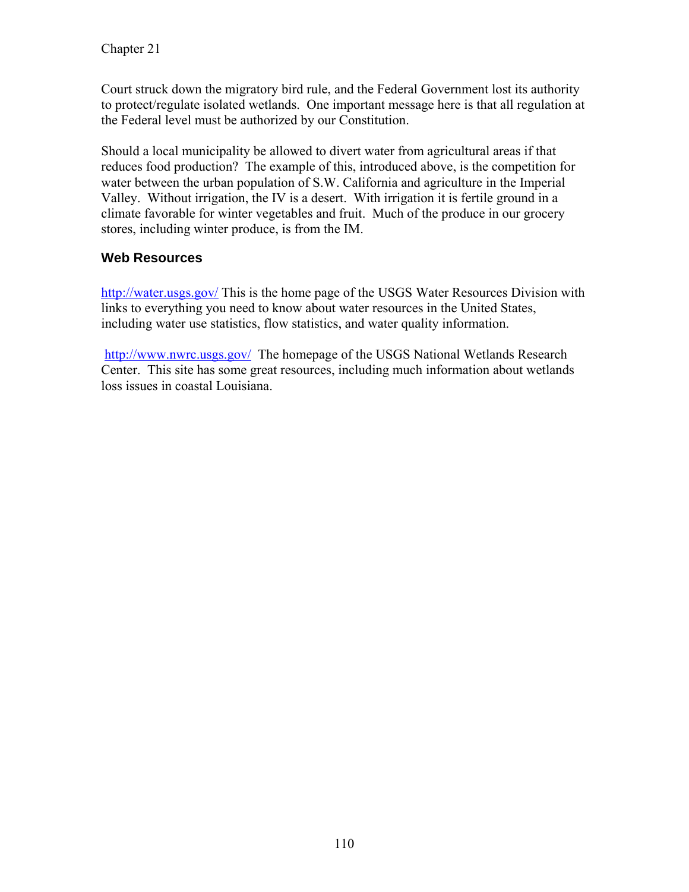Court struck down the migratory bird rule, and the Federal Government lost its authority to protect/regulate isolated wetlands. One important message here is that all regulation at the Federal level must be authorized by our Constitution.

Should a local municipality be allowed to divert water from agricultural areas if that reduces food production? The example of this, introduced above, is the competition for water between the urban population of S.W. California and agriculture in the Imperial Valley. Without irrigation, the IV is a desert. With irrigation it is fertile ground in a climate favorable for winter vegetables and fruit. Much of the produce in our grocery stores, including winter produce, is from the IM.

### Web Resources

http://water.usgs.gov/ This is the home page of the USGS Water Resources Division with links to everything you need to know about water resources in the United States, including water use statistics, flow statistics, and water quality information.

http://www.nwrc.usgs.gov/ The homepage of the USGS National Wetlands Research Center. This site has some great resources, including much information about wetlands loss issues in coastal Louisiana.